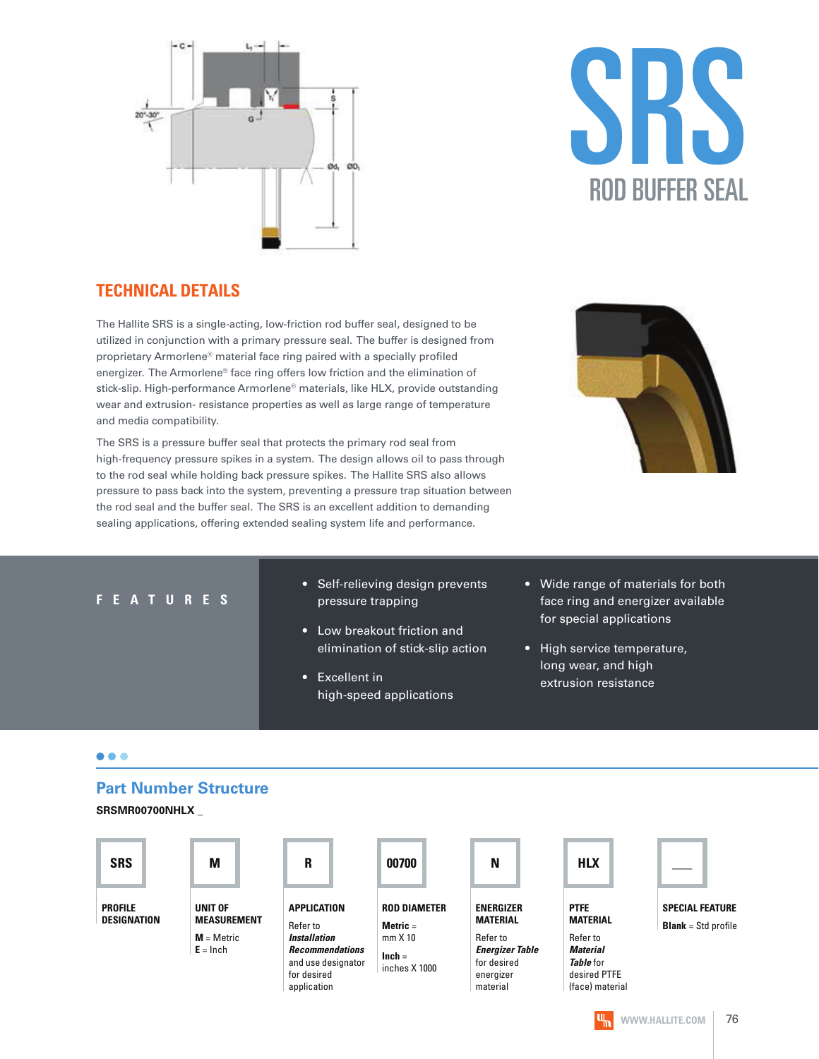# SRS

## ROD BUFFER SEAL

## TECHNICAL DETAILS

The Hallite SRS is a single-acting, low-friction rod buffer seal, designed to be utilized in conjunction with a primary pressure seal. The buffer is designed from proprietary Armorlene® material face ring paired with a specially profiled energizer. The Armorlene® face ring offers low friction and the elimination of stick-slip. High-performance Armorlene® materials, like HLX, provide outstanding wear and extrusion- resistance properties as well as large range of temperature and media compatibility.

The SRS is a pressure buffer seal that protects the primary rod seal from high-frequency pressure spikes in a system. The design allows oil to pass through to the rod seal while holding back pressure spikes. The Hallite SRS also allows pressure to pass back into the system, preventing a pressure trap situation between the rod seal and the buffer seal. The SRS is an excellent addition to demanding sealing applications, offering extended sealing system life and performance.

## FEATURES

- Self-relieving design prevents pressure trapping
- Low breakout friction and elimination of stick-slip action
- Excellent in high-speed applications
- Wide range of materials for both face ring and energizer available for special applications
- High service temperature, long wear, and high extrusion resistance

## Part Number Structure

**SRSMR00700NHLX _**

| SRS | M | R | 00700 | N | HLX | __ |
|---|---|---|---|---|---|---|
| **PROFILE DESIGNATION** | **UNIT OF MEASUREMENT** | **APPLICATION** | **ROD DIAMETER** | **ENERGIZER MATERIAL** | **PTFE MATERIAL** | **SPECIAL FEATURE** |
| | **M** = Metric<br>**E** = Inch | Refer to ***Installation Recommendations*** and use designator for desired application | **Metric** = mm X 10<br>**Inch** = inches X 1000 | Refer to ***Energizer Table*** for desired energizer material | Refer to ***Material Table*** for desired PTFE (face) material | **Blank** = Std profile |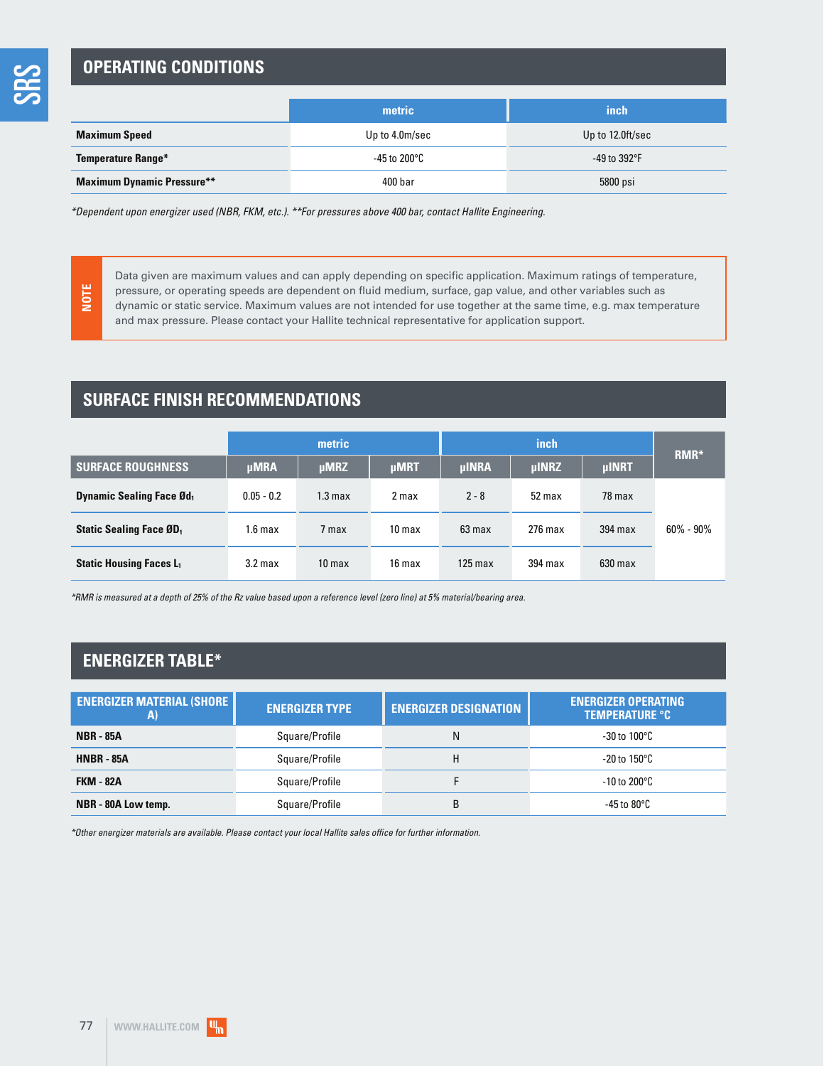## OPERATING CONDITIONS

| | metric | inch |
|---|---|---|
| **Maximum Speed** | Up to 4.0m/sec | Up to 12.0ft/sec |
| **Temperature Range*** | -45 to 200°C | -49 to 392°F |
| **Maximum Dynamic Pressure**** | 400 bar | 5800 psi |

*\*Dependent upon energizer used (NBR, FKM, etc.). \*\*For pressures above 400 bar, contact Hallite Engineering.*

**NOTE**

Data given are maximum values and can apply depending on specific application. Maximum ratings of temperature, pressure, or operating speeds are dependent on fluid medium, surface, gap value, and other variables such as dynamic or static service. Maximum values are not intended for use together at the same time, e.g. max temperature and max pressure. Please contact your Hallite technical representative for application support.

## SURFACE FINISH RECOMMENDATIONS

| | metric | | | inch | | | RMR* |
|---|---|---|---|---|---|---|---|
| **SURFACE ROUGHNESS** | µMRA | µMRZ | µMRT | µINRA | µINRZ | µINRT | |
| **Dynamic Sealing Face Ød₁** | 0.05 - 0.2 | 1.3 max | 2 max | 2 - 8 | 52 max | 78 max | 60% - 90% |
| **Static Sealing Face ØD₁** | 1.6 max | 7 max | 10 max | 63 max | 276 max | 394 max | |
| **Static Housing Faces L₁** | 3.2 max | 10 max | 16 max | 125 max | 394 max | 630 max | |

*\*RMR is measured at a depth of 25% of the Rz value based upon a reference level (zero line) at 5% material/bearing area.*

## ENERGIZER TABLE*

| ENERGIZER MATERIAL (SHORE A) | ENERGIZER TYPE | ENERGIZER DESIGNATION | ENERGIZER OPERATING TEMPERATURE °C |
|---|---|---|---|
| **NBR - 85A** | Square/Profile | N | -30 to 100°C |
| **HNBR - 85A** | Square/Profile | H | -20 to 150°C |
| **FKM - 82A** | Square/Profile | F | -10 to 200°C |
| **NBR - 80A Low temp.** | Square/Profile | B | -45 to 80°C |

*\*Other energizer materials are available. Please contact your local Hallite sales office for further information.*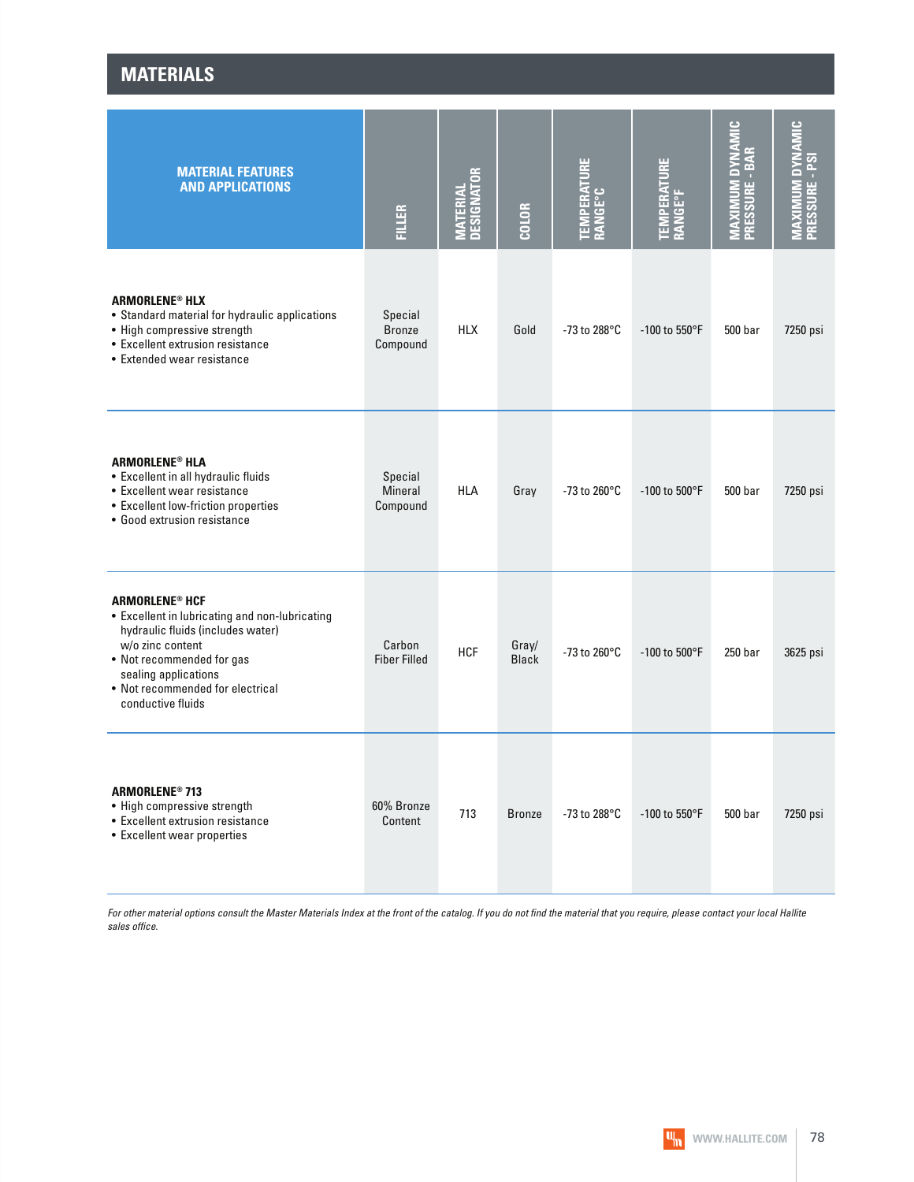## MATERIALS

| MATERIAL FEATURES AND APPLICATIONS | FILLER | MATERIAL DESIGNATOR | COLOR | TEMPERATURE RANGE°C | TEMPERATURE RANGE°F | MAXIMUM DYNAMIC PRESSURE - BAR | MAXIMUM DYNAMIC PRESSURE - PSI |
|---|---|---|---|---|---|---|---|
| **ARMORLENE® HLX**<br>• Standard material for hydraulic applications<br>• High compressive strength<br>• Excellent extrusion resistance<br>• Extended wear resistance | Special Bronze Compound | HLX | Gold | -73 to 288°C | -100 to 550°F | 500 bar | 7250 psi |
| **ARMORLENE® HLA**<br>• Excellent in all hydraulic fluids<br>• Excellent wear resistance<br>• Excellent low-friction properties<br>• Good extrusion resistance | Special Mineral Compound | HLA | Gray | -73 to 260°C | -100 to 500°F | 500 bar | 7250 psi |
| **ARMORLENE® HCF**<br>• Excellent in lubricating and non-lubricating hydraulic fluids (includes water) w/o zinc content<br>• Not recommended for gas sealing applications<br>• Not recommended for electrical conductive fluids | Carbon Fiber Filled | HCF | Gray/ Black | -73 to 260°C | -100 to 500°F | 250 bar | 3625 psi |
| **ARMORLENE® 713**<br>• High compressive strength<br>• Excellent extrusion resistance<br>• Excellent wear properties | 60% Bronze Content | 713 | Bronze | -73 to 288°C | -100 to 550°F | 500 bar | 7250 psi |

*For other material options consult the Master Materials Index at the front of the catalog. If you do not find the material that you require, please contact your local Hallite sales office.*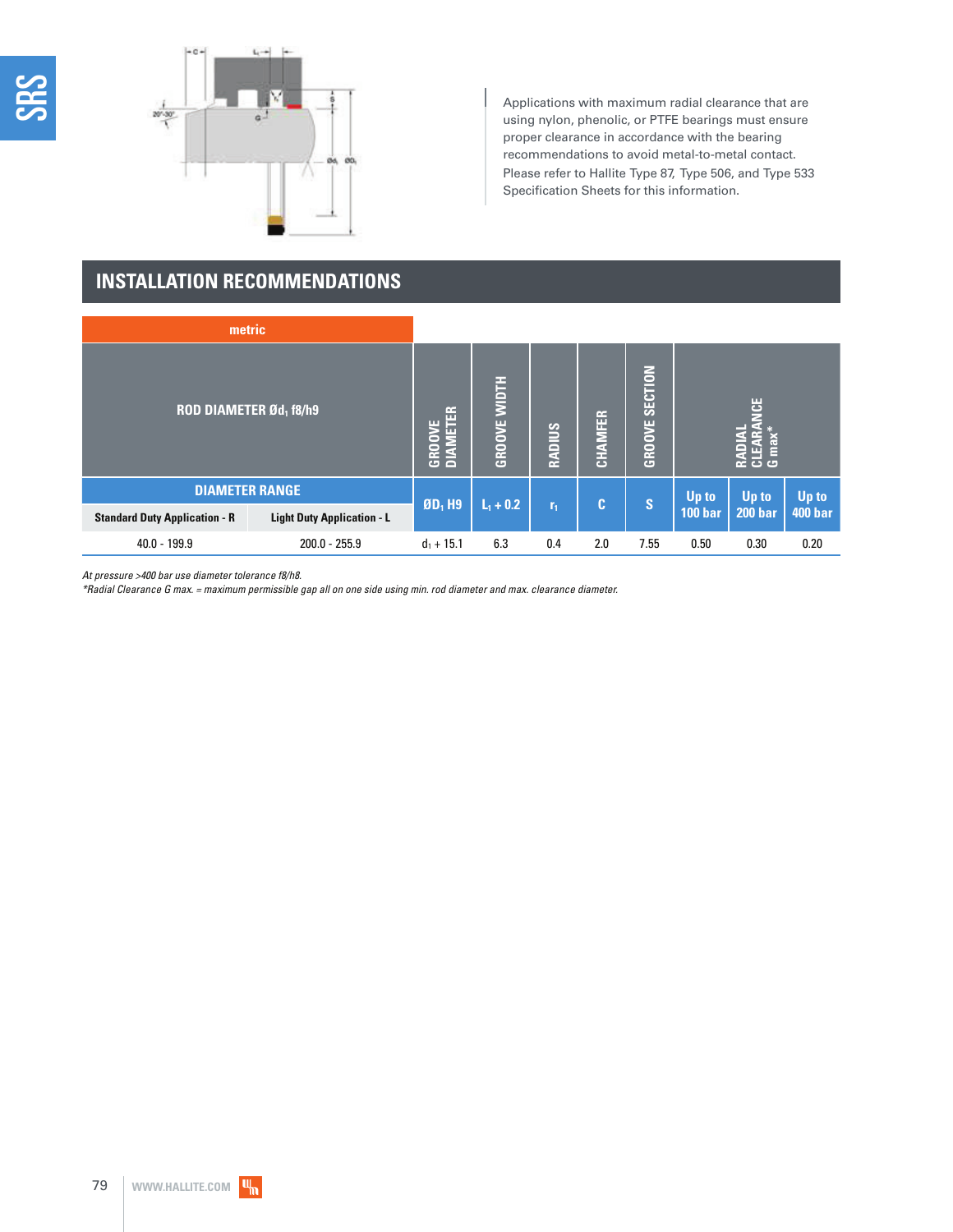Applications with maximum radial clearance that are using nylon, phenolic, or PTFE bearings must ensure proper clearance in accordance with the bearing recommendations to avoid metal-to-metal contact. Please refer to Hallite Type 87, Type 506, and Type 533 Specification Sheets for this information.

## INSTALLATION RECOMMENDATIONS

| metric | | | | | | | | | |
|---|---|---|---|---|---|---|---|---|---|
| ROD DIAMETER Ød$_1$ f8/h9 | | GROOVE DIAMETER | GROOVE WIDTH | RADIUS | CHAMFER | GROOVE SECTION | RADIAL CLEARANCE G max* | | |
| DIAMETER RANGE | | ØD$_1$ H9 | L$_1$ + 0.2 | r$_1$ | C | S | Up to 100 bar | Up to 200 bar | Up to 400 bar |
| Standard Duty Application - R | Light Duty Application - L | | | | | | | | |
| 40.0 - 199.9 | 200.0 - 255.9 | $d_1$ + 15.1 | 6.3 | 0.4 | 2.0 | 7.55 | 0.50 | 0.30 | 0.20 |

*At pressure >400 bar use diameter tolerance f8/h8.*
**Radial Clearance G max. = maximum permissible gap all on one side using min. rod diameter and max. clearance diameter.*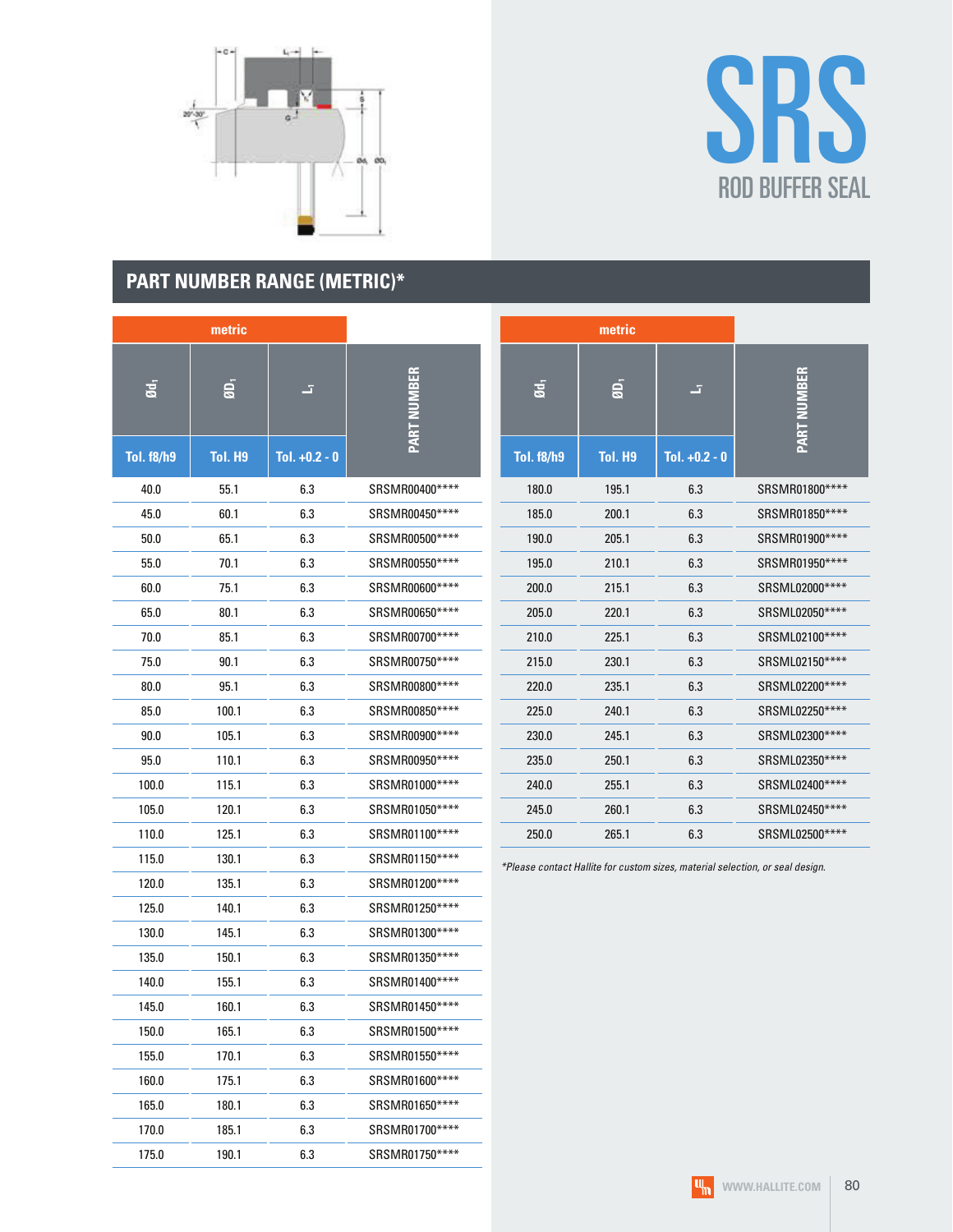# SRS

ROD BUFFER SEAL

## PART NUMBER RANGE (METRIC)*

| metric | | | |
|---|---|---|---|
| $Ød_1$ | $ØD_1$ | $L_1$ | PART NUMBER |
| Tol. f8/h9 | Tol. H9 | Tol. +0.2 - 0 | |
| 40.0 | 55.1 | 6.3 | SRSMR00400**** |
| 45.0 | 60.1 | 6.3 | SRSMR00450**** |
| 50.0 | 65.1 | 6.3 | SRSMR00500**** |
| 55.0 | 70.1 | 6.3 | SRSMR00550**** |
| 60.0 | 75.1 | 6.3 | SRSMR00600**** |
| 65.0 | 80.1 | 6.3 | SRSMR00650**** |
| 70.0 | 85.1 | 6.3 | SRSMR00700**** |
| 75.0 | 90.1 | 6.3 | SRSMR00750**** |
| 80.0 | 95.1 | 6.3 | SRSMR00800**** |
| 85.0 | 100.1 | 6.3 | SRSMR00850**** |
| 90.0 | 105.1 | 6.3 | SRSMR00900**** |
| 95.0 | 110.1 | 6.3 | SRSMR00950**** |
| 100.0 | 115.1 | 6.3 | SRSMR01000**** |
| 105.0 | 120.1 | 6.3 | SRSMR01050**** |
| 110.0 | 125.1 | 6.3 | SRSMR01100**** |
| 115.0 | 130.1 | 6.3 | SRSMR01150**** |
| 120.0 | 135.1 | 6.3 | SRSMR01200**** |
| 125.0 | 140.1 | 6.3 | SRSMR01250**** |
| 130.0 | 145.1 | 6.3 | SRSMR01300**** |
| 135.0 | 150.1 | 6.3 | SRSMR01350**** |
| 140.0 | 155.1 | 6.3 | SRSMR01400**** |
| 145.0 | 160.1 | 6.3 | SRSMR01450**** |
| 150.0 | 165.1 | 6.3 | SRSMR01500**** |
| 155.0 | 170.1 | 6.3 | SRSMR01550**** |
| 160.0 | 175.1 | 6.3 | SRSMR01600**** |
| 165.0 | 180.1 | 6.3 | SRSMR01650**** |
| 170.0 | 185.1 | 6.3 | SRSMR01700**** |
| 175.0 | 190.1 | 6.3 | SRSMR01750**** |
| 180.0 | 195.1 | 6.3 | SRSMR01800**** |
| 185.0 | 200.1 | 6.3 | SRSMR01850**** |
| 190.0 | 205.1 | 6.3 | SRSMR01900**** |
| 195.0 | 210.1 | 6.3 | SRSMR01950**** |
| 200.0 | 215.1 | 6.3 | SRSML02000**** |
| 205.0 | 220.1 | 6.3 | SRSML02050**** |
| 210.0 | 225.1 | 6.3 | SRSML02100**** |
| 215.0 | 230.1 | 6.3 | SRSML02150**** |
| 220.0 | 235.1 | 6.3 | SRSML02200**** |
| 225.0 | 240.1 | 6.3 | SRSML02250**** |
| 230.0 | 245.1 | 6.3 | SRSML02300**** |
| 235.0 | 250.1 | 6.3 | SRSML02350**** |
| 240.0 | 255.1 | 6.3 | SRSML02400**** |
| 245.0 | 260.1 | 6.3 | SRSML02450**** |
| 250.0 | 265.1 | 6.3 | SRSML02500**** |

*\*Please contact Hallite for custom sizes, material selection, or seal design.*

WWW.HALLITE.COM